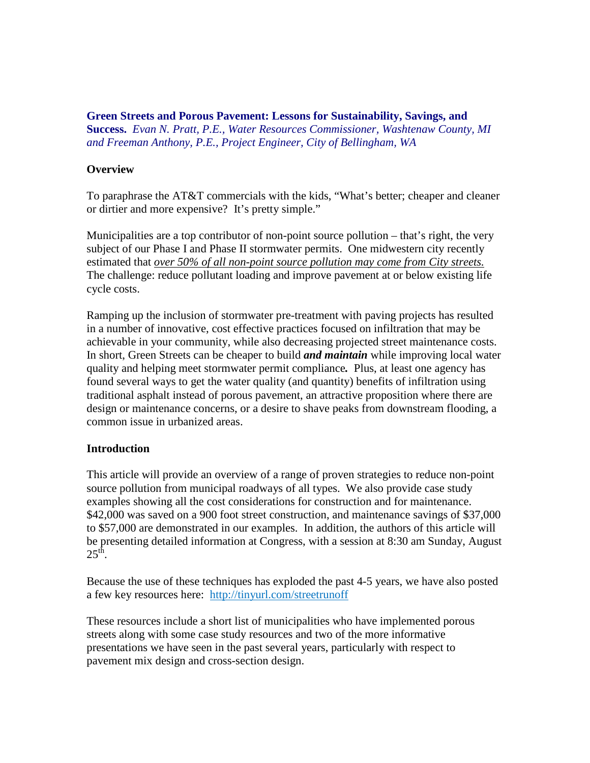**Green Streets and Porous Pavement: Lessons for Sustainability, Savings, and Success.** *Evan N. Pratt, P.E., Water Resources Commissioner, Washtenaw County, MI and Freeman Anthony, P.E., Project Engineer, City of Bellingham, WA*

## Overview

To paraphrase the AT&T commercials with the kids, "What's better; cheaper and cleaner or dirtier and more expensive? It's pretty simple."

Municipalities are a top contributor of non-point source pollution – that's right, the very subject of our Phase I and Phase II stormwater permits. One midwestern city recently estimated that *over 50% of all non-point source pollution may come from City streets.* The challenge: reduce pollutant loading and improve pavement at or below existing life cycle costs.

Ramping up the inclusion of stormwater pre-treatment with paving projects has resulted in a number of innovative, cost effective practices focused on infiltration that may be achievable in your community, while also decreasing projected street maintenance costs. In short, Green Streets can be cheaper to build ***and maintain*** while improving local water quality and helping meet stormwater permit compliance**.** Plus, at least one agency has found several ways to get the water quality (and quantity) benefits of infiltration using traditional asphalt instead of porous pavement, an attractive proposition where there are design or maintenance concerns, or a desire to shave peaks from downstream flooding, a common issue in urbanized areas.

## Introduction

This article will provide an overview of a range of proven strategies to reduce non-point source pollution from municipal roadways of all types. We also provide case study examples showing all the cost considerations for construction and for maintenance. $42,000 was saved on a 900 foot street construction, and maintenance savings of $37,000 to $57,000 are demonstrated in our examples. In addition, the authors of this article will be presenting detailed information at Congress, with a session at 8:30 am Sunday, August 25th.

Because the use of these techniques has exploded the past 4-5 years, we have also posted a few key resources here: http://tinyurl.com/streetrunoff

These resources include a short list of municipalities who have implemented porous streets along with some case study resources and two of the more informative presentations we have seen in the past several years, particularly with respect to pavement mix design and cross-section design.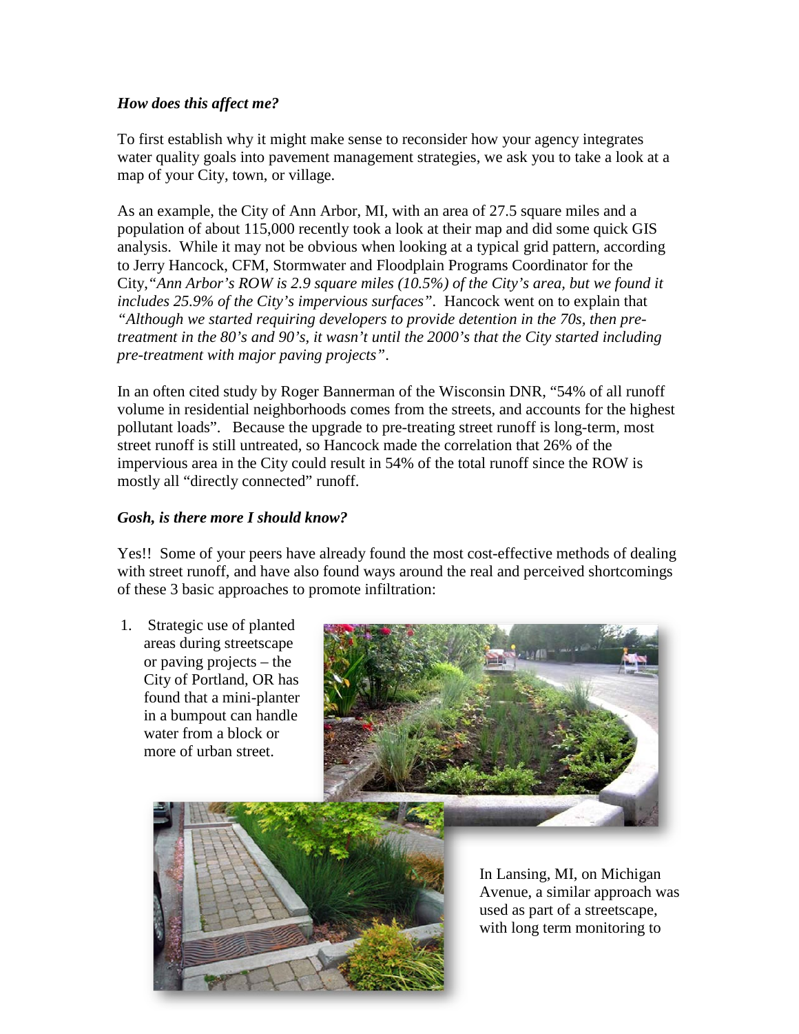### *How does this affect me?*

To first establish why it might make sense to reconsider how your agency integrates water quality goals into pavement management strategies, we ask you to take a look at a map of your City, town, or village.

As an example, the City of Ann Arbor, MI, with an area of 27.5 square miles and a population of about 115,000 recently took a look at their map and did some quick GIS analysis. While it may not be obvious when looking at a typical grid pattern, according to Jerry Hancock, CFM, Stormwater and Floodplain Programs Coordinator for the City,*"Ann Arbor's ROW is 2.9 square miles (10.5%) of the City's area, but we found it includes 25.9% of the City's impervious surfaces"*. Hancock went on to explain that *"Although we started requiring developers to provide detention in the 70s, then pre-treatment in the 80's and 90's, it wasn't until the 2000's that the City started including pre-treatment with major paving projects"*.

In an often cited study by Roger Bannerman of the Wisconsin DNR, "54% of all runoff volume in residential neighborhoods comes from the streets, and accounts for the highest pollutant loads". Because the upgrade to pre-treating street runoff is long-term, most street runoff is still untreated, so Hancock made the correlation that 26% of the impervious area in the City could result in 54% of the total runoff since the ROW is mostly all "directly connected" runoff.

### *Gosh, is there more I should know?*

Yes!! Some of your peers have already found the most cost-effective methods of dealing with street runoff, and have also found ways around the real and perceived shortcomings of these 3 basic approaches to promote infiltration:

1. Strategic use of planted areas during streetscape or paving projects – the City of Portland, OR has found that a mini-planter in a bumpout can handle water from a block or more of urban street.

In Lansing, MI, on Michigan Avenue, a similar approach was used as part of a streetscape, with long term monitoring to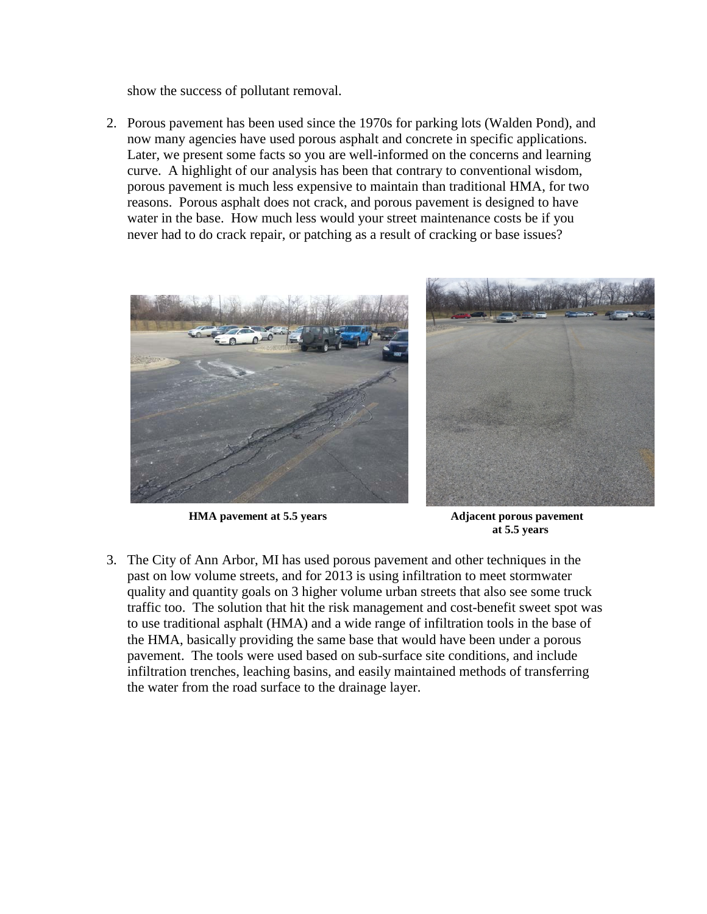show the success of pollutant removal.

2. Porous pavement has been used since the 1970s for parking lots (Walden Pond), and now many agencies have used porous asphalt and concrete in specific applications. Later, we present some facts so you are well-informed on the concerns and learning curve. A highlight of our analysis has been that contrary to conventional wisdom, porous pavement is much less expensive to maintain than traditional HMA, for two reasons. Porous asphalt does not crack, and porous pavement is designed to have water in the base. How much less would your street maintenance costs be if you never had to do crack repair, or patching as a result of cracking or base issues?

**HMA pavement at 5.5 years**

**Adjacent porous pavement at 5.5 years**

3. The City of Ann Arbor, MI has used porous pavement and other techniques in the past on low volume streets, and for 2013 is using infiltration to meet stormwater quality and quantity goals on 3 higher volume urban streets that also see some truck traffic too. The solution that hit the risk management and cost-benefit sweet spot was to use traditional asphalt (HMA) and a wide range of infiltration tools in the base of the HMA, basically providing the same base that would have been under a porous pavement. The tools were used based on sub-surface site conditions, and include infiltration trenches, leaching basins, and easily maintained methods of transferring the water from the road surface to the drainage layer.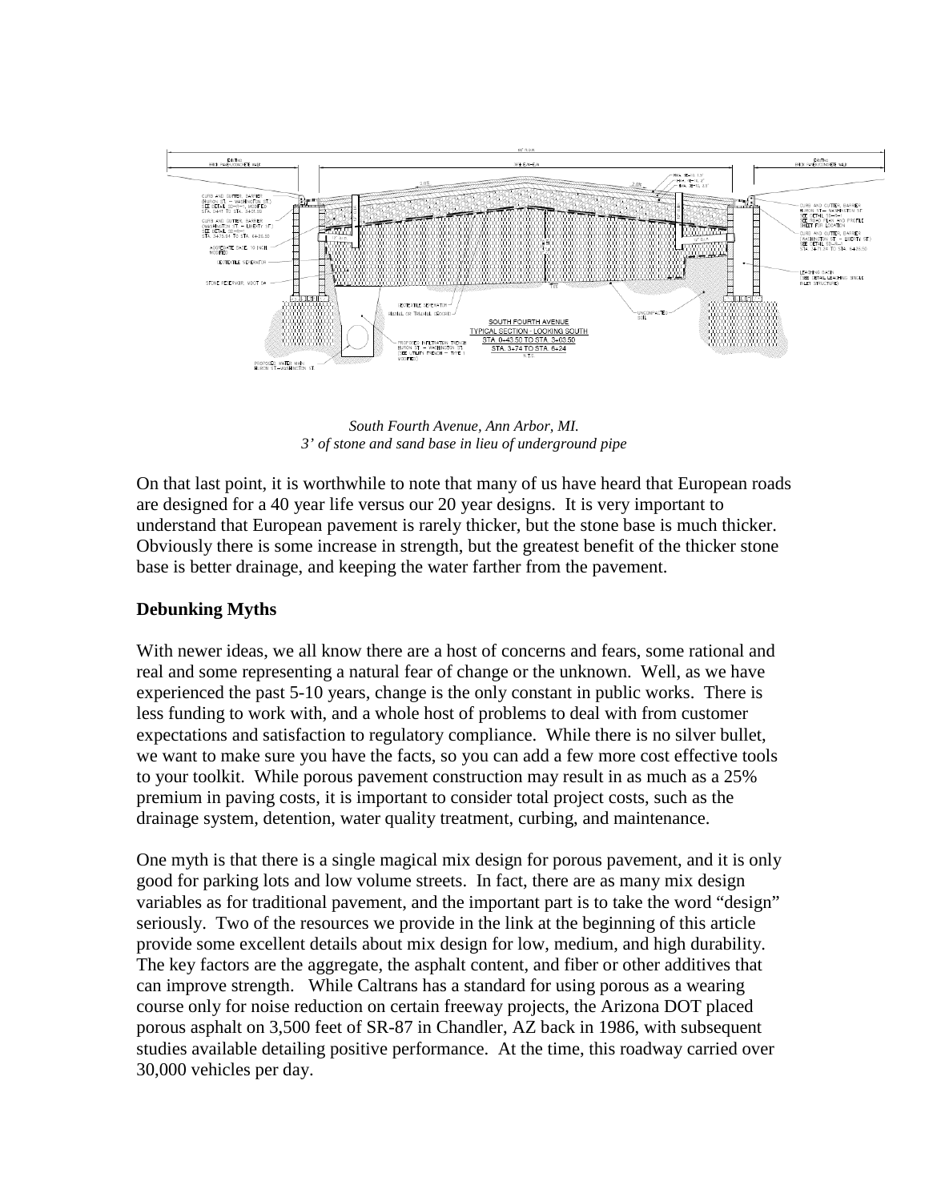*South Fourth Avenue, Ann Arbor, MI.*
*3' of stone and sand base in lieu of underground pipe*

On that last point, it is worthwhile to note that many of us have heard that European roads are designed for a 40 year life versus our 20 year designs. It is very important to understand that European pavement is rarely thicker, but the stone base is much thicker. Obviously there is some increase in strength, but the greatest benefit of the thicker stone base is better drainage, and keeping the water farther from the pavement.

**Debunking Myths**

With newer ideas, we all know there are a host of concerns and fears, some rational and real and some representing a natural fear of change or the unknown. Well, as we have experienced the past 5-10 years, change is the only constant in public works. There is less funding to work with, and a whole host of problems to deal with from customer expectations and satisfaction to regulatory compliance. While there is no silver bullet, we want to make sure you have the facts, so you can add a few more cost effective tools to your toolkit. While porous pavement construction may result in as much as a 25% premium in paving costs, it is important to consider total project costs, such as the drainage system, detention, water quality treatment, curbing, and maintenance.

One myth is that there is a single magical mix design for porous pavement, and it is only good for parking lots and low volume streets. In fact, there are as many mix design variables as for traditional pavement, and the important part is to take the word "design" seriously. Two of the resources we provide in the link at the beginning of this article provide some excellent details about mix design for low, medium, and high durability. The key factors are the aggregate, the asphalt content, and fiber or other additives that can improve strength. While Caltrans has a standard for using porous as a wearing course only for noise reduction on certain freeway projects, the Arizona DOT placed porous asphalt on 3,500 feet of SR-87 in Chandler, AZ back in 1986, with subsequent studies available detailing positive performance. At the time, this roadway carried over 30,000 vehicles per day.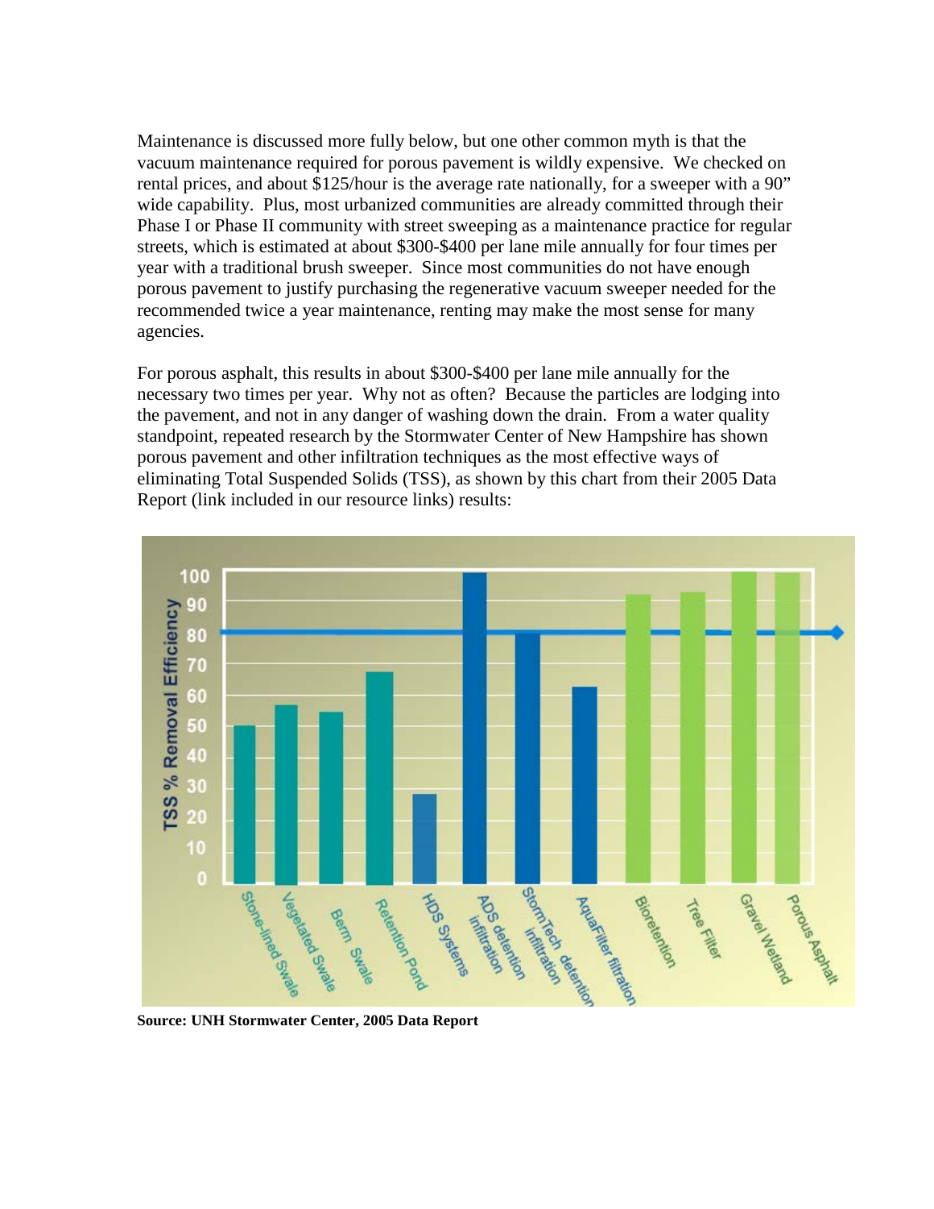Maintenance is discussed more fully below, but one other common myth is that the vacuum maintenance required for porous pavement is wildly expensive. We checked on rental prices, and about $125/hour is the average rate nationally, for a sweeper with a 90" wide capability. Plus, most urbanized communities are already committed through their Phase I or Phase II community with street sweeping as a maintenance practice for regular streets, which is estimated at about $300-$400 per lane mile annually for four times per year with a traditional brush sweeper. Since most communities do not have enough porous pavement to justify purchasing the regenerative vacuum sweeper needed for the recommended twice a year maintenance, renting may make the most sense for many agencies.

For porous asphalt, this results in about $300-$400 per lane mile annually for the necessary two times per year. Why not as often? Because the particles are lodging into the pavement, and not in any danger of washing down the drain. From a water quality standpoint, repeated research by the Stormwater Center of New Hampshire has shown porous pavement and other infiltration techniques as the most effective ways of eliminating Total Suspended Solids (TSS), as shown by this chart from their 2005 Data Report (link included in our resource links) results:

**Source: UNH Stormwater Center, 2005 Data Report**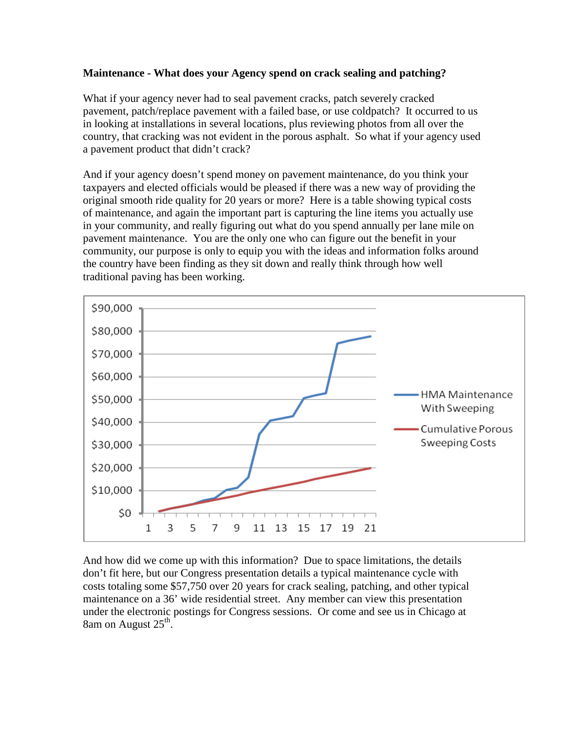**Maintenance - What does your Agency spend on crack sealing and patching?**

What if your agency never had to seal pavement cracks, patch severely cracked pavement, patch/replace pavement with a failed base, or use coldpatch? It occurred to us in looking at installations in several locations, plus reviewing photos from all over the country, that cracking was not evident in the porous asphalt. So what if your agency used a pavement product that didn't crack?

And if your agency doesn't spend money on pavement maintenance, do you think your taxpayers and elected officials would be pleased if there was a new way of providing the original smooth ride quality for 20 years or more? Here is a table showing typical costs of maintenance, and again the important part is capturing the line items you actually use in your community, and really figuring out what do you spend annually per lane mile on pavement maintenance. You are the only one who can figure out the benefit in your community, our purpose is only to equip you with the ideas and information folks around the country have been finding as they sit down and really think through how well traditional paving has been working.

And how did we come up with this information? Due to space limitations, the details don't fit here, but our Congress presentation details a typical maintenance cycle with costs totaling some $57,750 over 20 years for crack sealing, patching, and other typical maintenance on a 36' wide residential street. Any member can view this presentation under the electronic postings for Congress sessions. Or come and see us in Chicago at 8am on August 25th.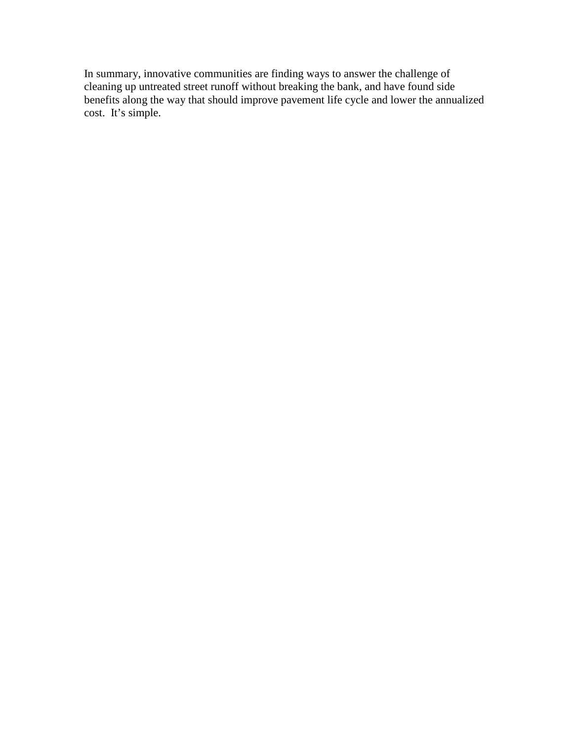In summary, innovative communities are finding ways to answer the challenge of cleaning up untreated street runoff without breaking the bank, and have found side benefits along the way that should improve pavement life cycle and lower the annualized cost.  It's simple.